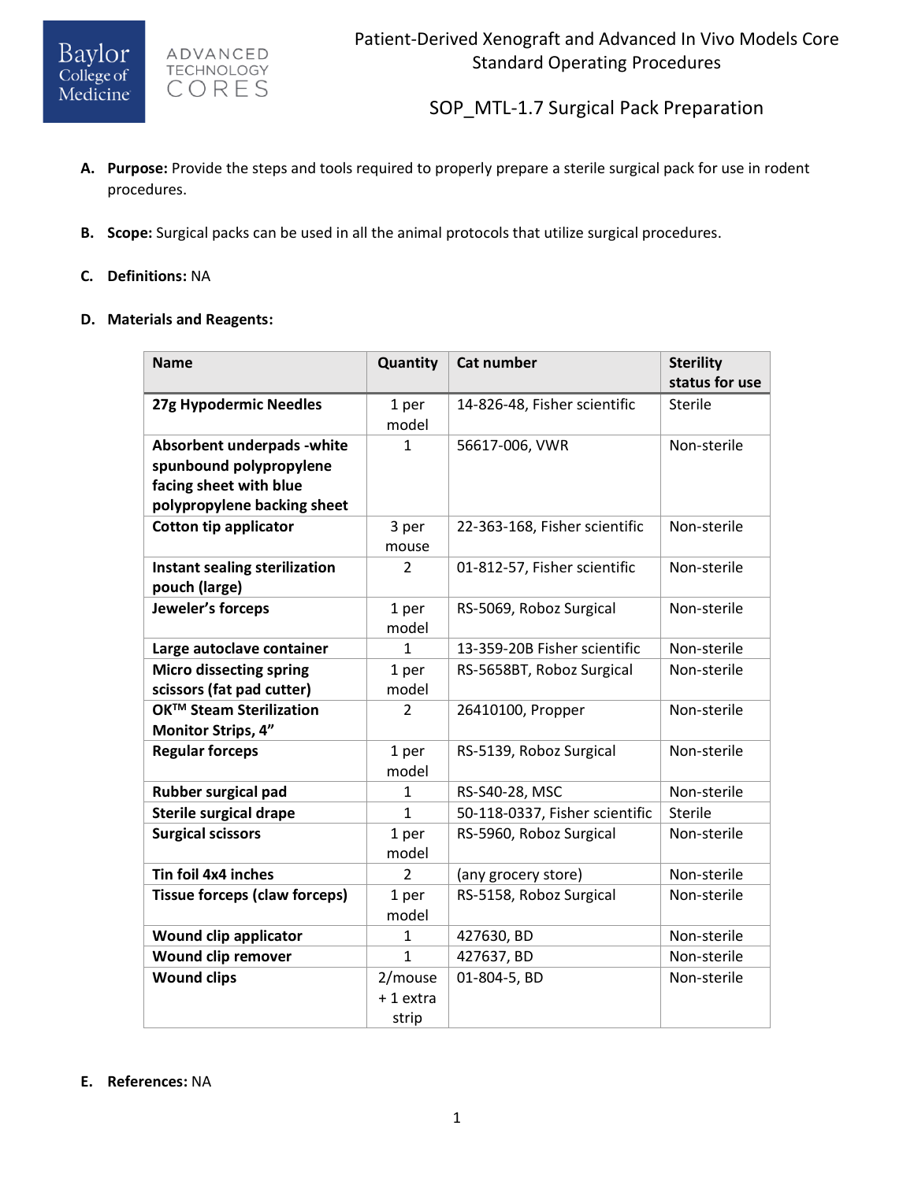# Patient-Derived Xenograft and Advanced In Vivo Models Core Standard Operating Procedures

## SOP_MTL-1.7 Surgical Pack Preparation

**A. Purpose:** Provide the steps and tools required to properly prepare a sterile surgical pack for use in rodent procedures.

**B. Scope:** Surgical packs can be used in all the animal protocols that utilize surgical procedures.

**C. Definitions:** NA

**D. Materials and Reagents:**

| Name | Quantity | Cat number | Sterility status for use |
|---|---|---|---|
| **27g Hypodermic Needles** | 1 per model | 14-826-48, Fisher scientific | Sterile |
| **Absorbent underpads -white spunbound polypropylene facing sheet with blue polypropylene backing sheet** | 1 | 56617-006, VWR | Non-sterile |
| **Cotton tip applicator** | 3 per mouse | 22-363-168, Fisher scientific | Non-sterile |
| **Instant sealing sterilization pouch (large)** | 2 | 01-812-57, Fisher scientific | Non-sterile |
| **Jeweler's forceps** | 1 per model | RS-5069, Roboz Surgical | Non-sterile |
| **Large autoclave container** | 1 | 13-359-20B Fisher scientific | Non-sterile |
| **Micro dissecting spring scissors (fat pad cutter)** | 1 per model | RS-5658BT, Roboz Surgical | Non-sterile |
| **OK™ Steam Sterilization Monitor Strips, 4"** | 2 | 26410100, Propper | Non-sterile |
| **Regular forceps** | 1 per model | RS-5139, Roboz Surgical | Non-sterile |
| **Rubber surgical pad** | 1 | RS-S40-28, MSC | Non-sterile |
| **Sterile surgical drape** | 1 | 50-118-0337, Fisher scientific | Sterile |
| **Surgical scissors** | 1 per model | RS-5960, Roboz Surgical | Non-sterile |
| **Tin foil 4x4 inches** | 2 | (any grocery store) | Non-sterile |
| **Tissue forceps (claw forceps)** | 1 per model | RS-5158, Roboz Surgical | Non-sterile |
| **Wound clip applicator** | 1 | 427630, BD | Non-sterile |
| **Wound clip remover** | 1 | 427637, BD | Non-sterile |
| **Wound clips** | 2/mouse + 1 extra strip | 01-804-5, BD | Non-sterile |

**E. References:** NA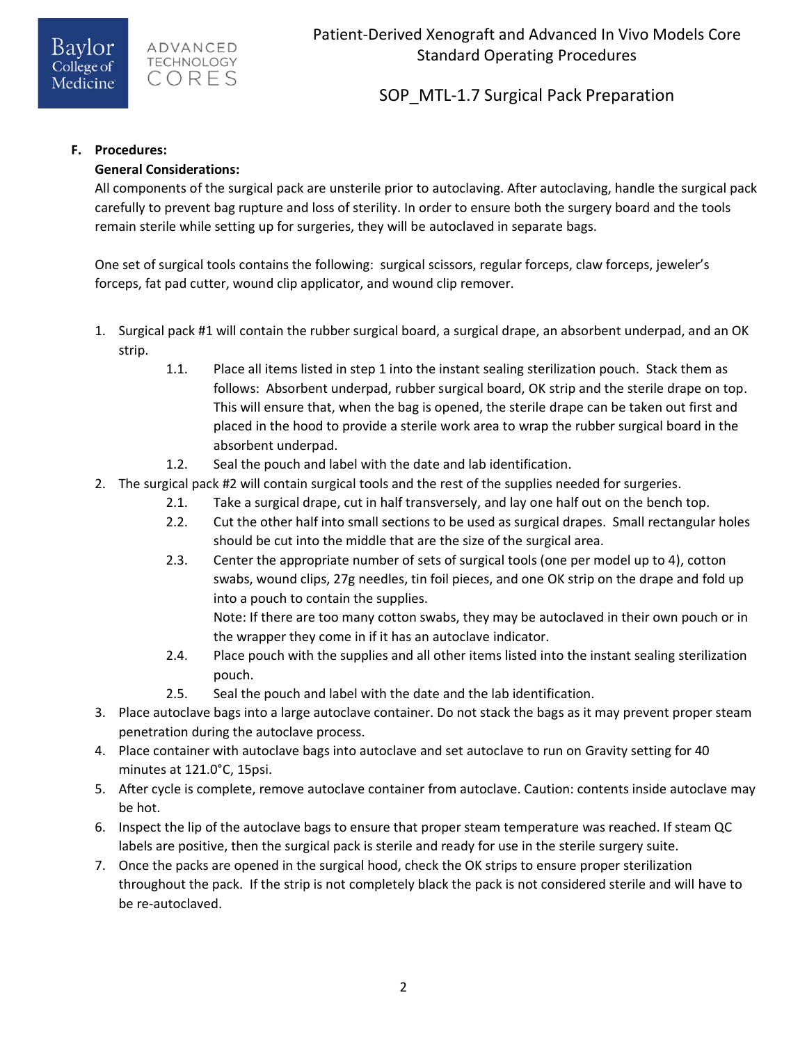**F. Procedures:**

**General Considerations:**

All components of the surgical pack are unsterile prior to autoclaving. After autoclaving, handle the surgical pack carefully to prevent bag rupture and loss of sterility. In order to ensure both the surgery board and the tools remain sterile while setting up for surgeries, they will be autoclaved in separate bags.

One set of surgical tools contains the following: surgical scissors, regular forceps, claw forceps, jeweler's forceps, fat pad cutter, wound clip applicator, and wound clip remover.

1. Surgical pack #1 will contain the rubber surgical board, a surgical drape, an absorbent underpad, and an OK strip.
   - 1.1. Place all items listed in step 1 into the instant sealing sterilization pouch. Stack them as follows: Absorbent underpad, rubber surgical board, OK strip and the sterile drape on top. This will ensure that, when the bag is opened, the sterile drape can be taken out first and placed in the hood to provide a sterile work area to wrap the rubber surgical board in the absorbent underpad.
   - 1.2. Seal the pouch and label with the date and lab identification.
2. The surgical pack #2 will contain surgical tools and the rest of the supplies needed for surgeries.
   - 2.1. Take a surgical drape, cut in half transversely, and lay one half out on the bench top.
   - 2.2. Cut the other half into small sections to be used as surgical drapes. Small rectangular holes should be cut into the middle that are the size of the surgical area.
   - 2.3. Center the appropriate number of sets of surgical tools (one per model up to 4), cotton swabs, wound clips, 27g needles, tin foil pieces, and one OK strip on the drape and fold up into a pouch to contain the supplies.

     Note: If there are too many cotton swabs, they may be autoclaved in their own pouch or in the wrapper they come in if it has an autoclave indicator.
   - 2.4. Place pouch with the supplies and all other items listed into the instant sealing sterilization pouch.
   - 2.5. Seal the pouch and label with the date and the lab identification.
3. Place autoclave bags into a large autoclave container. Do not stack the bags as it may prevent proper steam penetration during the autoclave process.
4. Place container with autoclave bags into autoclave and set autoclave to run on Gravity setting for 40 minutes at 121.0°C, 15psi.
5. After cycle is complete, remove autoclave container from autoclave. Caution: contents inside autoclave may be hot.
6. Inspect the lip of the autoclave bags to ensure that proper steam temperature was reached. If steam QC labels are positive, then the surgical pack is sterile and ready for use in the sterile surgery suite.
7. Once the packs are opened in the surgical hood, check the OK strips to ensure proper sterilization throughout the pack. If the strip is not completely black the pack is not considered sterile and will have to be re-autoclaved.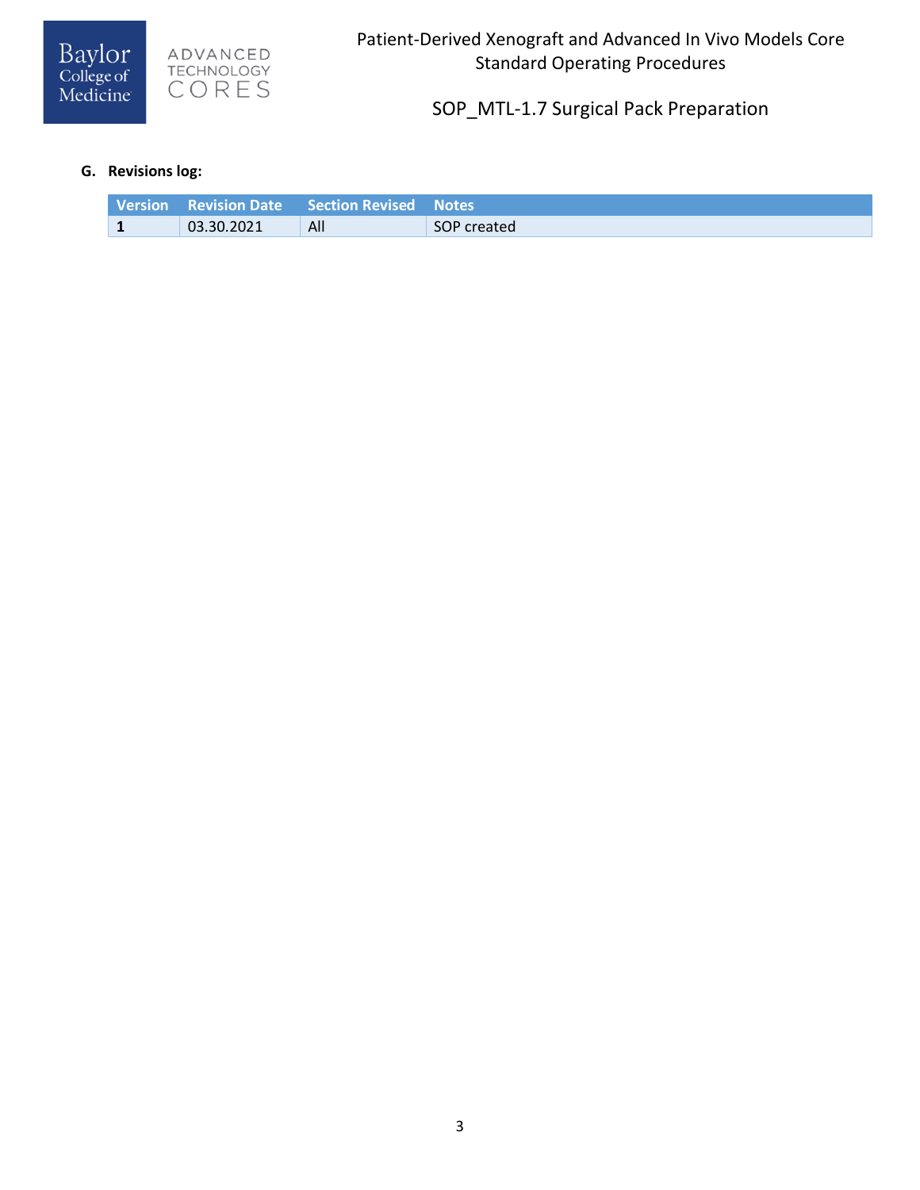**G. Revisions log:**

| Version | Revision Date | Section Revised | Notes |
|---|---|---|---|
| **1** | 03.30.2021 | All | SOP created |